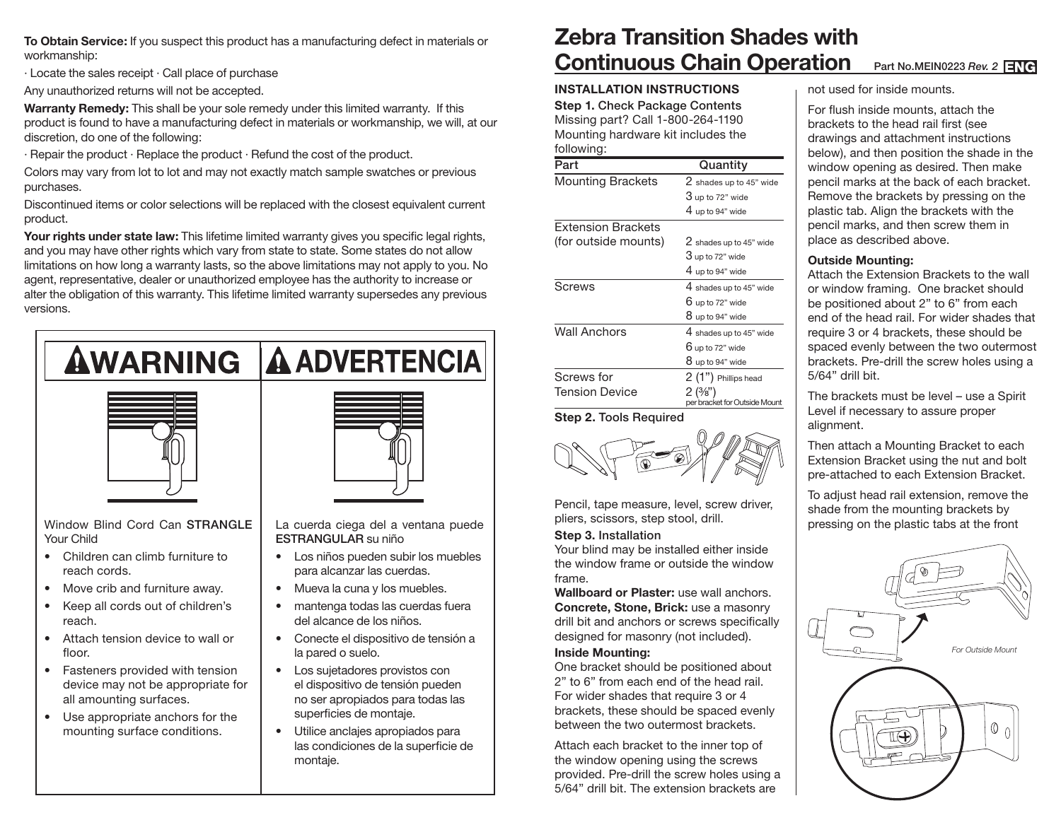**To Obtain Service:** If you suspect this product has a manufacturing defect in materials or workmanship:

· Locate the sales receipt · Call place of purchase

Any unauthorized returns will not be accepted.

**Warranty Remedy:** This shall be your sole remedy under this limited warranty. If this product is found to have a manufacturing defect in materials or workmanship, we will, at our discretion, do one of the following:

· Repair the product · Replace the product · Refund the cost of the product.

Colors may vary from lot to lot and may not exactly match sample swatches or previous purchases.

Discontinued items or color selections will be replaced with the closest equivalent current product.

**Your rights under state law:** This lifetime limited warranty gives you specific legal rights, and you may have other rights which vary from state to state. Some states do not allow limitations on how long a warranty lasts, so the above limitations may not apply to you. No agent, representative, dealer or unauthorized employee has the authority to increase or alter the obligation of this warranty. This lifetime limited warranty supersedes any previous versions.

## ⚠WARNING

Window Blind Cord Can **STRANGLE** Your Child

- Children can climb furniture to reach cords.
- Move crib and furniture away.
- Keep all cords out of children's reach.
- Attach tension device to wall or floor.
- Fasteners provided with tension device may not be appropriate for all amounting surfaces.
- Use appropriate anchors for the mounting surface conditions.

## ⚠ADVERTENCIA

La cuerda ciega del a ventana puede **ESTRANGULAR** su niño

- Los niños pueden subir los muebles para alcanzar las cuerdas.
- Mueva la cuna y los muebles.
- mantenga todas las cuerdas fuera del alcance de los niños.
- Conecte el dispositivo de tensión a la pared o suelo.
- Los sujetadores provistos con el dispositivo de tensión pueden no ser apropiados para todas las superficies de montaje.
- Utilice anclajes apropiados para las condiciones de la superficie de montaje.

# Zebra Transition Shades with Continuous Chain Operation

Part No.MEIN0223 *Rev. 2* ENG

### INSTALLATION INSTRUCTIONS

**Step 1.** Check Package Contents
Missing part? Call 1-800-264-1190
Mounting hardware kit includes the following:

| Part | Quantity |
|---|---|
| Mounting Brackets | 2 shades up to 45" wide<br>3 up to 72" wide<br>4 up to 94" wide |
| Extension Brackets (for outside mounts) | 2 shades up to 45" wide<br>3 up to 72" wide<br>4 up to 94" wide |
| Screws | 4 shades up to 45" wide<br>6 up to 72" wide<br>8 up to 94" wide |
| Wall Anchors | 4 shades up to 45" wide<br>6 up to 72" wide<br>8 up to 94" wide |
| Screws for Tension Device | 2 (1") Phillips head<br>2 (⅜") per bracket for Outside Mount |

**Step 2.** Tools Required

Pencil, tape measure, level, screw driver, pliers, scissors, step stool, drill.

**Step 3.** Installation
Your blind may be installed either inside the window frame or outside the window frame.

**Wallboard or Plaster:** use wall anchors.
**Concrete, Stone, Brick:** use a masonry drill bit and anchors or screws specifically designed for masonry (not included).

**Inside Mounting:**
One bracket should be positioned about 2" to 6" from each end of the head rail. For wider shades that require 3 or 4 brackets, these should be spaced evenly between the two outermost brackets.

Attach each bracket to the inner top of the window opening using the screws provided. Pre-drill the screw holes using a 5/64" drill bit. The extension brackets are not used for inside mounts.

For flush inside mounts, attach the brackets to the head rail first (see drawings and attachment instructions below), and then position the shade in the window opening as desired. Then make pencil marks at the back of each bracket. Remove the brackets by pressing on the plastic tab. Align the brackets with the pencil marks, and then screw them in place as described above.

**Outside Mounting:**
Attach the Extension Brackets to the wall or window framing. One bracket should be positioned about 2" to 6" from each end of the head rail. For wider shades that require 3 or 4 brackets, these should be spaced evenly between the two outermost brackets. Pre-drill the screw holes using a 5/64" drill bit.

The brackets must be level – use a Spirit Level if necessary to assure proper alignment.

Then attach a Mounting Bracket to each Extension Bracket using the nut and bolt pre-attached to each Extension Bracket.

To adjust head rail extension, remove the shade from the mounting brackets by pressing on the plastic tabs at the front

*For Outside Mount*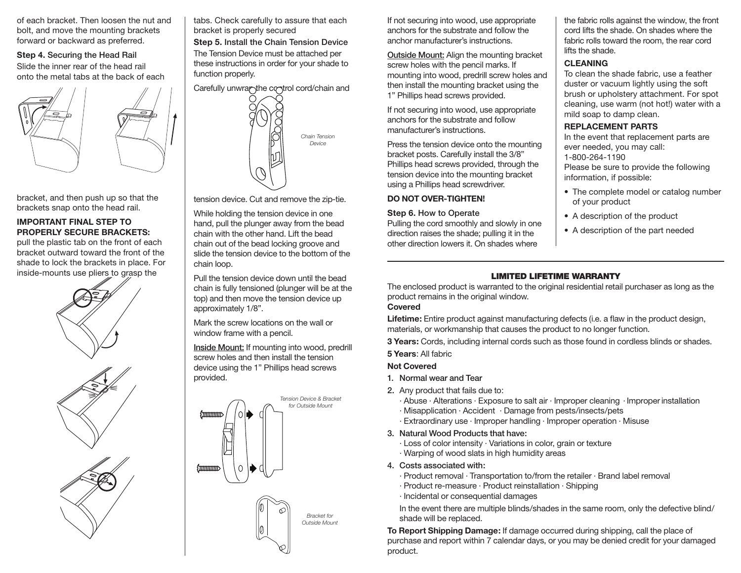of each bracket. Then loosen the nut and bolt, and move the mounting brackets forward or backward as preferred.

**Step 4.** Securing the Head Rail

Slide the inner rear of the head rail onto the metal tabs at the back of each bracket, and then push up so that the brackets snap onto the head rail.

**IMPORTANT FINAL STEP TO PROPERLY SECURE BRACKETS:**

pull the plastic tab on the front of each bracket outward toward the front of the shade to lock the brackets in place. For inside-mounts use pliers to grasp the tabs. Check carefully to assure that each bracket is properly secured

**Step 5.** Install the Chain Tension Device

The Tension Device must be attached per these instructions in order for your shade to function properly.

Carefully unwrap the control cord/chain and tension device. Cut and remove the zip-tie.

*Chain Tension Device*

While holding the tension device in one hand, pull the plunger away from the bead chain with the other hand. Lift the bead chain out of the bead locking groove and slide the tension device to the bottom of the chain loop.

Pull the tension device down until the bead chain is fully tensioned (plunger will be at the top) and then move the tension device up approximately 1/8".

Mark the screw locations on the wall or window frame with a pencil.

Inside Mount: If mounting into wood, predrill screw holes and then install the tension device using the 1" Phillips head screws provided.

*Tension Device & Bracket for Outside Mount*

*Bracket for Outside Mount*

If not securing into wood, use appropriate anchors for the substrate and follow the anchor manufacturer's instructions.

Outside Mount: Align the mounting bracket screw holes with the pencil marks. If mounting into wood, predrill screw holes and then install the mounting bracket using the 1" Phillips head screws provided.

If not securing into wood, use appropriate anchors for the substrate and follow manufacturer's instructions.

Press the tension device onto the mounting bracket posts. Carefully install the 3/8" Phillips head screws provided, through the tension device into the mounting bracket using a Phillips head screwdriver.

**DO NOT OVER-TIGHTEN!**

**Step 6.** How to Operate

Pulling the cord smoothly and slowly in one direction raises the shade; pulling it in the other direction lowers it. On shades where the fabric rolls against the window, the front cord lifts the shade. On shades where the fabric rolls toward the room, the rear cord lifts the shade.

**CLEANING**

To clean the shade fabric, use a feather duster or vacuum lightly using the soft brush or upholstery attachment. For spot cleaning, use warm (not hot!) water with a mild soap to damp clean.

**REPLACEMENT PARTS**

In the event that replacement parts are ever needed, you may call:
1-800-264-1190
Please be sure to provide the following information, if possible:

- The complete model or catalog number of your product
- A description of the product
- A description of the part needed

## LIMITED LIFETIME WARRANTY

The enclosed product is warranted to the original residential retail purchaser as long as the product remains in the original window.

**Covered**

**Lifetime:** Entire product against manufacturing defects (i.e. a flaw in the product design, materials, or workmanship that causes the product to no longer function.

**3 Years:** Cords, including internal cords such as those found in cordless blinds or shades.

**5 Years**: All fabric

**Not Covered**

1. Normal wear and Tear
2. Any product that fails due to:
   · Abuse · Alterations · Exposure to salt air · Improper cleaning · Improper installation
   · Misapplication · Accident · Damage from pests/insects/pets
   · Extraordinary use · Improper handling · Improper operation · Misuse
3. Natural Wood Products that have:
   · Loss of color intensity · Variations in color, grain or texture
   · Warping of wood slats in high humidity areas
4. Costs associated with:
   · Product removal · Transportation to/from the retailer · Brand label removal
   · Product re-measure · Product reinstallation · Shipping
   · Incidental or consequential damages

   In the event there are multiple blinds/shades in the same room, only the defective blind/shade will be replaced.

**To Report Shipping Damage:** If damage occurred during shipping, call the place of purchase and report within 7 calendar days, or you may be denied credit for your damaged product.